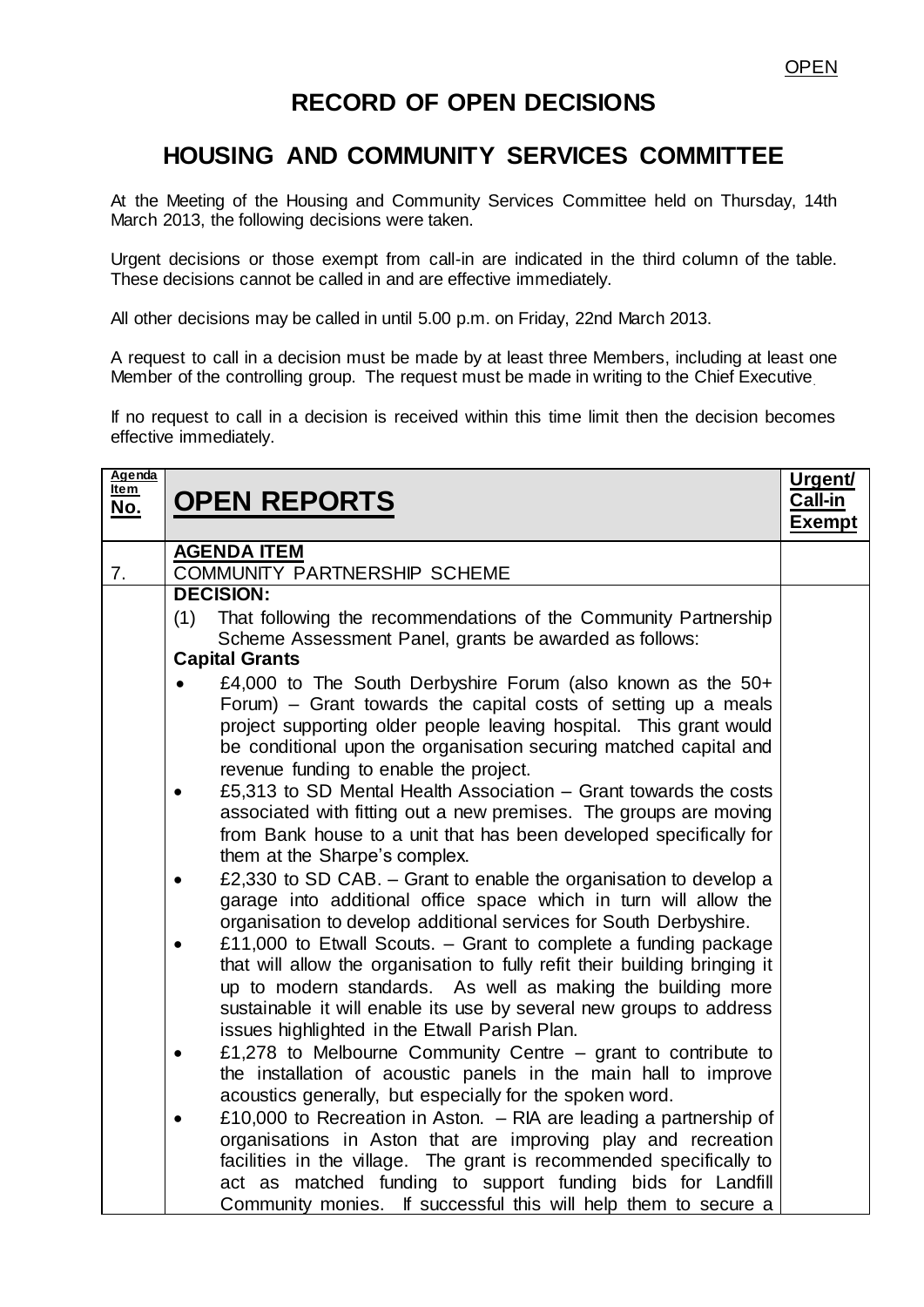OPEN

# RECORD OF OPEN DECISIONS

## HOUSING AND COMMUNITY SERVICES COMMITTEE

At the Meeting of the Housing and Community Services Committee held on Thursday, 14th March 2013, the following decisions were taken.

Urgent decisions or those exempt from call-in are indicated in the third column of the table. These decisions cannot be called in and are effective immediately.

All other decisions may be called in until 5.00 p.m. on Friday, 22nd March 2013.

A request to call in a decision must be made by at least three Members, including at least one Member of the controlling group. The request must be made in writing to the Chief Executive.

If no request to call in a decision is received within this time limit then the decision becomes effective immediately.

| Agenda Item No. | OPEN REPORTS | Urgent/ Call-in Exempt |
|---|---|---|
| 7. | **AGENDA ITEM**<br>COMMUNITY PARTNERSHIP SCHEME | |
| | **DECISION:**<br>(1) That following the recommendations of the Community Partnership Scheme Assessment Panel, grants be awarded as follows:<br>**Capital Grants**<br>• £4,000 to The South Derbyshire Forum (also known as the 50+ Forum) – Grant towards the capital costs of setting up a meals project supporting older people leaving hospital. This grant would be conditional upon the organisation securing matched capital and revenue funding to enable the project.<br>• £5,313 to SD Mental Health Association – Grant towards the costs associated with fitting out a new premises. The groups are moving from Bank house to a unit that has been developed specifically for them at the Sharpe's complex.<br>• £2,330 to SD CAB. – Grant to enable the organisation to develop a garage into additional office space which in turn will allow the organisation to develop additional services for South Derbyshire.<br>• £11,000 to Etwall Scouts. – Grant to complete a funding package that will allow the organisation to fully refit their building bringing it up to modern standards. As well as making the building more sustainable it will enable its use by several new groups to address issues highlighted in the Etwall Parish Plan.<br>• £1,278 to Melbourne Community Centre – grant to contribute to the installation of acoustic panels in the main hall to improve acoustics generally, but especially for the spoken word.<br>• £10,000 to Recreation in Aston. – RIA are leading a partnership of organisations in Aston that are improving play and recreation facilities in the village. The grant is recommended specifically to act as matched funding to support funding bids for Landfill Community monies. If successful this will help them to secure a | |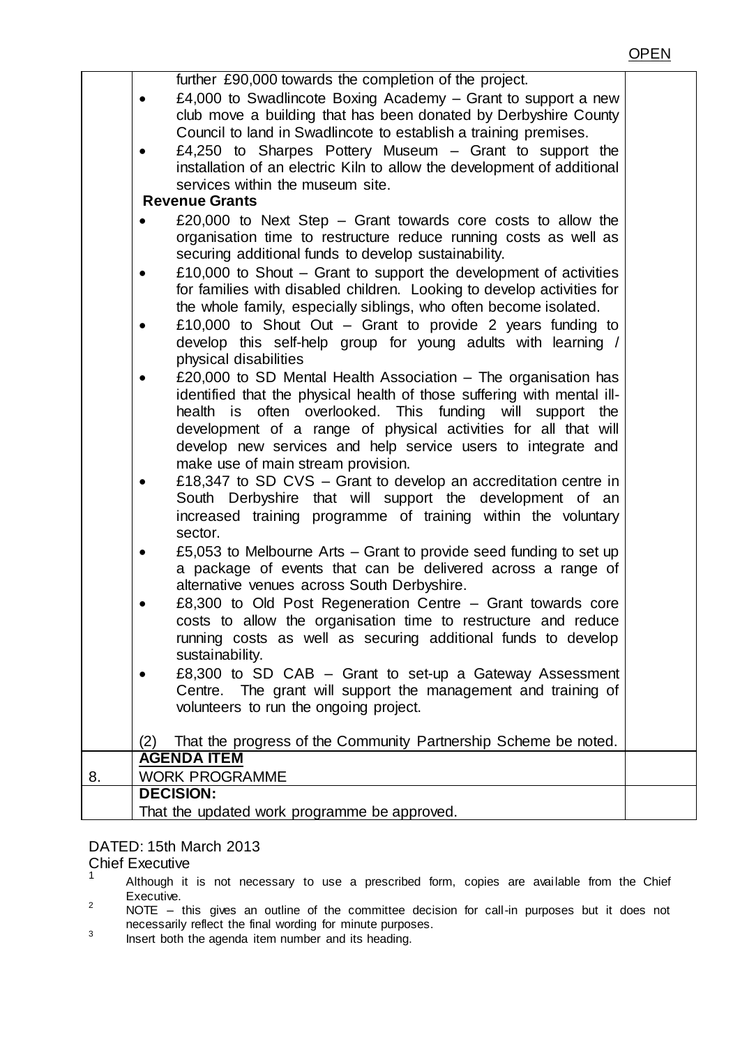OPEN

| | | |
|---|---|---|
| | further £90,000 towards the completion of the project.<br>• £4,000 to Swadlincote Boxing Academy – Grant to support a new club move a building that has been donated by Derbyshire County Council to land in Swadlincote to establish a training premises.<br>• £4,250 to Sharpes Pottery Museum – Grant to support the installation of an electric Kiln to allow the development of additional services within the museum site.<br>**Revenue Grants**<br>• £20,000 to Next Step – Grant towards core costs to allow the organisation time to restructure reduce running costs as well as securing additional funds to develop sustainability.<br>• £10,000 to Shout – Grant to support the development of activities for families with disabled children. Looking to develop activities for the whole family, especially siblings, who often become isolated.<br>• £10,000 to Shout Out – Grant to provide 2 years funding to develop this self-help group for young adults with learning / physical disabilities<br>• £20,000 to SD Mental Health Association – The organisation has identified that the physical health of those suffering with mental ill-health is often overlooked. This funding will support the development of a range of physical activities for all that will develop new services and help service users to integrate and make use of main stream provision.<br>• £18,347 to SD CVS – Grant to develop an accreditation centre in South Derbyshire that will support the development of an increased training programme of training within the voluntary sector.<br>• £5,053 to Melbourne Arts – Grant to provide seed funding to set up a package of events that can be delivered across a range of alternative venues across South Derbyshire.<br>• £8,300 to Old Post Regeneration Centre – Grant towards core costs to allow the organisation time to restructure and reduce running costs as well as securing additional funds to develop sustainability.<br>• £8,300 to SD CAB – Grant to set-up a Gateway Assessment Centre. The grant will support the management and training of volunteers to run the ongoing project.<br><br>(2) That the progress of the Community Partnership Scheme be noted. | |
| 8. | **AGENDA ITEM**<br>WORK PROGRAMME | |
| | **DECISION:**<br>That the updated work programme be approved. | |

DATED: 15th March 2013

Chief Executive

[1] Although it is not necessary to use a prescribed form, copies are available from the Chief Executive.

[2] NOTE – this gives an outline of the committee decision for call-in purposes but it does not necessarily reflect the final wording for minute purposes.

[3] Insert both the agenda item number and its heading.